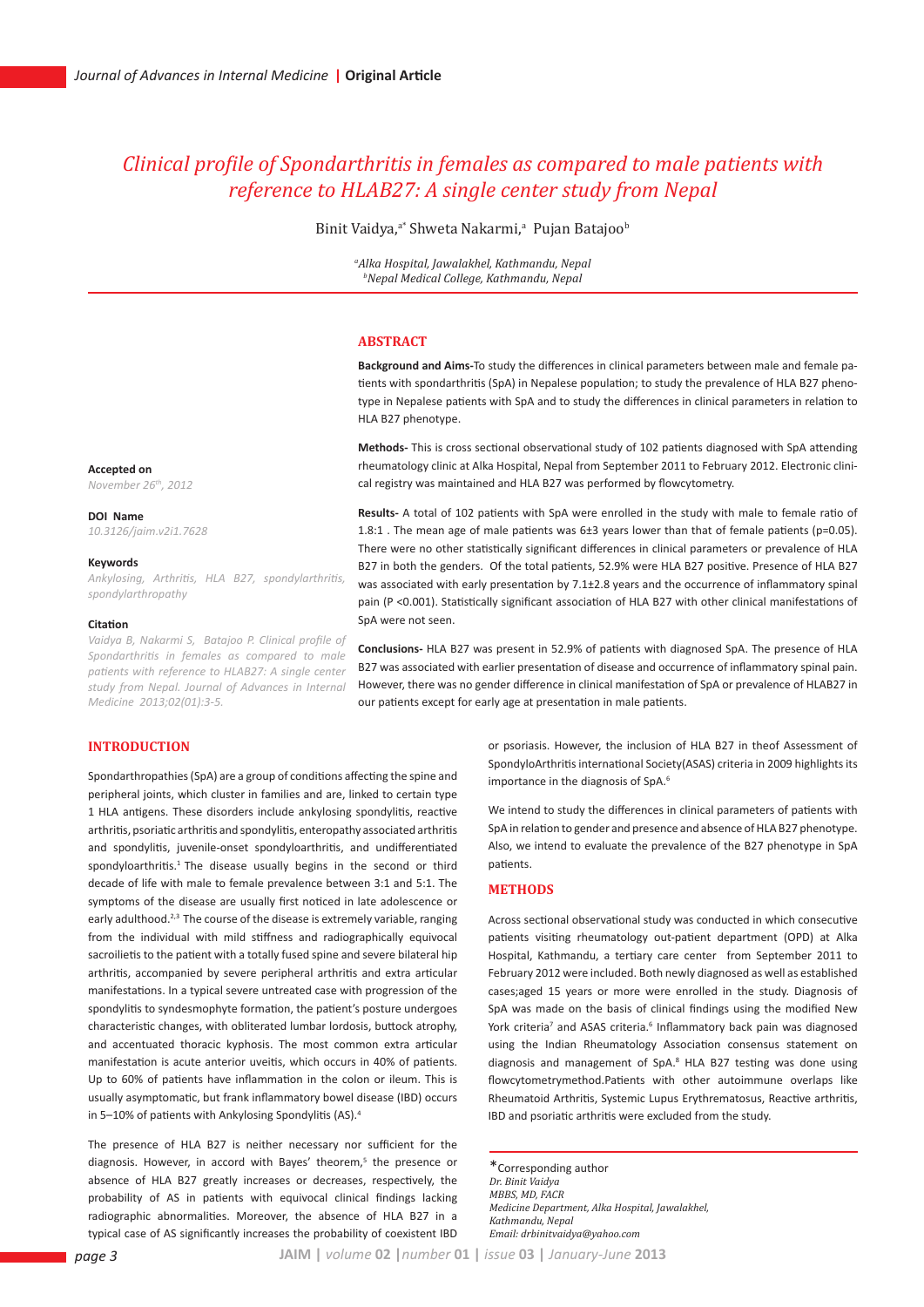# Clinical profile of Spondarthritis in females as compared to male patients with reference to HLAB27: A single center study from Nepal

Binit Vaidya,[a*] Shweta Nakarmi,[a] Pujan Batajoo[b]

[a]Alka Hospital, Jawalakhel, Kathmandu, Nepal
[b]Nepal Medical College, Kathmandu, Nepal

**Accepted on**
November 26th, 2012

**DOI Name**
10.3126/jaim.v2i1.7628

**Keywords**
Ankylosing, Arthritis, HLA B27, spondylarthritis, spondylarthropathy

**Citation**
Vaidya B, Nakarmi S, Batajoo P. Clinical profile of Spondarthritis in females as compared to male patients with reference to HLAB27: A single center study from Nepal. Journal of Advances in Internal Medicine 2013;02(01):3-5.

## ABSTRACT

**Background and Aims-**To study the differences in clinical parameters between male and female patients with spondarthritis (SpA) in Nepalese population; to study the prevalence of HLA B27 phenotype in Nepalese patients with SpA and to study the differences in clinical parameters in relation to HLA B27 phenotype.

**Methods-** This is cross sectional observational study of 102 patients diagnosed with SpA attending rheumatology clinic at Alka Hospital, Nepal from September 2011 to February 2012. Electronic clinical registry was maintained and HLA B27 was performed by flowcytometry.

**Results-** A total of 102 patients with SpA were enrolled in the study with male to female ratio of 1.8:1 . The mean age of male patients was 6±3 years lower than that of female patients (p=0.05). There were no other statistically significant differences in clinical parameters or prevalence of HLA B27 in both the genders. Of the total patients, 52.9% were HLA B27 positive. Presence of HLA B27 was associated with early presentation by 7.1±2.8 years and the occurrence of inflammatory spinal pain (P <0.001). Statistically significant association of HLA B27 with other clinical manifestations of SpA were not seen.

**Conclusions-** HLA B27 was present in 52.9% of patients with diagnosed SpA. The presence of HLA B27 was associated with earlier presentation of disease and occurrence of inflammatory spinal pain. However, there was no gender difference in clinical manifestation of SpA or prevalence of HLAB27 in our patients except for early age at presentation in male patients.

## INTRODUCTION

Spondarthropathies (SpA) are a group of conditions affecting the spine and peripheral joints, which cluster in families and are, linked to certain type 1 HLA antigens. These disorders include ankylosing spondylitis, reactive arthritis, psoriatic arthritis and spondylitis, enteropathy associated arthritis and spondylitis, juvenile-onset spondyloarthritis, and undifferentiated spondyloarthritis.[1] The disease usually begins in the second or third decade of life with male to female prevalence between 3:1 and 5:1. The symptoms of the disease are usually first noticed in late adolescence or early adulthood.[2,3] The course of the disease is extremely variable, ranging from the individual with mild stiffness and radiographically equivocal sacroilietis to the patient with a totally fused spine and severe bilateral hip arthritis, accompanied by severe peripheral arthritis and extra articular manifestations. In a typical severe untreated case with progression of the spondylitis to syndesmophyte formation, the patient's posture undergoes characteristic changes, with obliterated lumbar lordosis, buttock atrophy, and accentuated thoracic kyphosis. The most common extra articular manifestation is acute anterior uveitis, which occurs in 40% of patients. Up to 60% of patients have inflammation in the colon or ileum. This is usually asymptomatic, but frank inflammatory bowel disease (IBD) occurs in 5–10% of patients with Ankylosing Spondylitis (AS).[4]

The presence of HLA B27 is neither necessary nor sufficient for the diagnosis. However, in accord with Bayes' theorem,[5] the presence or absence of HLA B27 greatly increases or decreases, respectively, the probability of AS in patients with equivocal clinical findings lacking radiographic abnormalities. Moreover, the absence of HLA B27 in a typical case of AS significantly increases the probability of coexistent IBD or psoriasis. However, the inclusion of HLA B27 in theof Assessment of SpondyloArthritis international Society(ASAS) criteria in 2009 highlights its importance in the diagnosis of SpA.[6]

We intend to study the differences in clinical parameters of patients with SpA in relation to gender and presence and absence of HLA B27 phenotype. Also, we intend to evaluate the prevalence of the B27 phenotype in SpA patients.

## METHODS

Across sectional observational study was conducted in which consecutive patients visiting rheumatology out-patient department (OPD) at Alka Hospital, Kathmandu, a tertiary care center from September 2011 to February 2012 were included. Both newly diagnosed as well as established cases;aged 15 years or more were enrolled in the study. Diagnosis of SpA was made on the basis of clinical findings using the modified New York criteria[7] and ASAS criteria.[6] Inflammatory back pain was diagnosed using the Indian Rheumatology Association consensus statement on diagnosis and management of SpA.[8] HLA B27 testing was done using flowcytometrymethod.Patients with other autoimmune overlaps like Rheumatoid Arthritis, Systemic Lupus Erythrematosus, Reactive arthritis, IBD and psoriatic arthritis were excluded from the study.

*Corresponding author
Dr. Binit Vaidya
MBBS, MD, FACR
Medicine Department, Alka Hospital, Jawalakhel, Kathmandu, Nepal
Email: drbinitvaidya@yahoo.com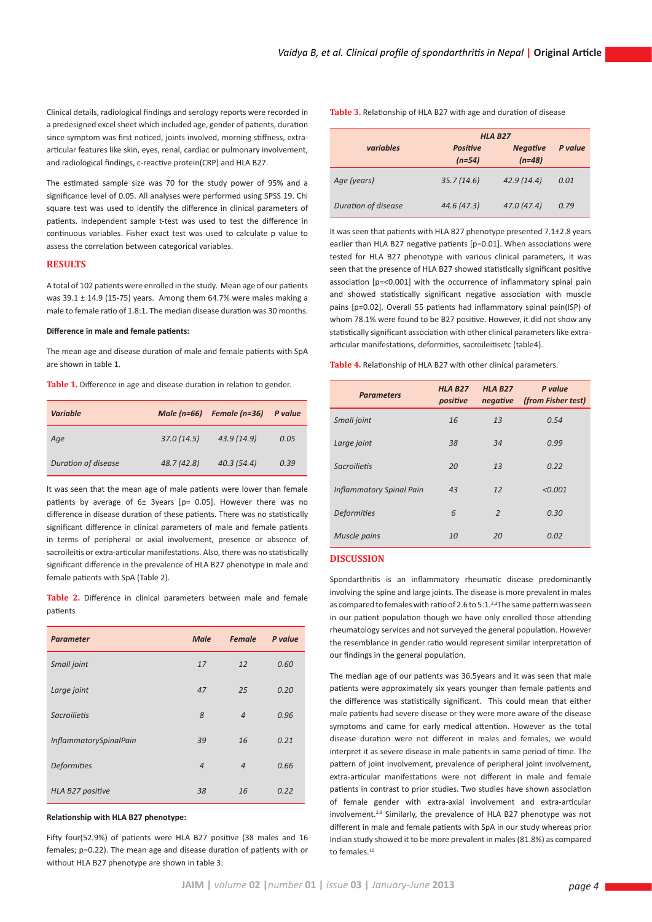Clinical details, radiological findings and serology reports were recorded in a predesigned excel sheet which included age, gender of patients, duration since symptom was first noticed, joints involved, morning stiffness, extra-articular features like skin, eyes, renal, cardiac or pulmonary involvement, and radiological findings, c-reactive protein(CRP) and HLA B27.

The estimated sample size was 70 for the study power of 95% and a significance level of 0.05. All analyses were performed using SPSS 19. Chi square test was used to identify the difference in clinical parameters of patients. Independent sample t-test was used to test the difference in continuous variables. Fisher exact test was used to calculate p value to assess the correlation between categorical variables.

## RESULTS

A total of 102 patients were enrolled in the study. Mean age of our patients was 39.1 ± 14.9 (15-75) years. Among them 64.7% were males making a male to female ratio of 1.8:1. The median disease duration was 30 months.

**Difference in male and female patients:**

The mean age and disease duration of male and female patients with SpA are shown in table 1.

**Table 1.** Difference in age and disease duration in relation to gender.

| *Variable* | *Male (n=66)* | *Female (n=36)* | *P value* |
|---|---|---|---|
| *Age* | *37.0 (14.5)* | *43.9 (14.9)* | *0.05* |
| *Duration of disease* | *48.7 (42.8)* | *40.3 (54.4)* | *0.39* |

It was seen that the mean age of male patients were lower than female patients by average of 6± 3years [p= 0.05]. However there was no difference in disease duration of these patients. There was no statistically significant difference in clinical parameters of male and female patients in terms of peripheral or axial involvement, presence or absence of sacroileitis or extra-articular manifestations. Also, there was no statistically significant difference in the prevalence of HLA B27 phenotype in male and female patients with SpA (Table 2).

**Table 2.** Difference in clinical parameters between male and female patients

| *Parameter* | *Male* | *Female* | *P value* |
|---|---|---|---|
| *Small joint* | *17* | *12* | *0.60* |
| *Large joint* | *47* | *25* | *0.20* |
| *Sacroilietis* | *8* | *4* | *0.96* |
| *InflammatorySpinalPain* | *39* | *16* | *0.21* |
| *Deformities* | *4* | *4* | *0.66* |
| *HLA B27 positive* | *38* | *16* | *0.22* |

**Relationship with HLA B27 phenotype:**

Fifty four(52.9%) of patients were HLA B27 positive (38 males and 16 females; p=0.22). The mean age and disease duration of patients with or without HLA B27 phenotype are shown in table 3:

**Table 3.** Relationship of HLA B27 with age and duration of disease

| *variables* | *HLA B27* | | |
|---|---|---|---|
| | *Positive (n=54)* | *Negative (n=48)* | *P value* |
| *Age (years)* | *35.7 (14.6)* | *42.9 (14.4)* | *0.01* |
| *Duration of disease* | *44.6 (47.3)* | *47.0 (47.4)* | *0.79* |

It was seen that patients with HLA B27 phenotype presented 7.1±2.8 years earlier than HLA B27 negative patients [p=0.01]. When associations were tested for HLA B27 phenotype with various clinical parameters, it was seen that the presence of HLA B27 showed statistically significant positive association [p=<0.001] with the occurrence of inflammatory spinal pain and showed statistically significant negative association with muscle pains [p=0.02]. Overall 55 patients had inflammatory spinal pain(ISP) of whom 78.1% were found to be B27 positive. However, it did not show any statistically significant association with other clinical parameters like extra-articular manifestations, deformities, sacroileitisetc (table4).

**Table 4.** Relationship of HLA B27 with other clinical parameters.

| *Parameters* | *HLA B27 positive* | *HLA B27 negative* | *P value (from Fisher test)* |
|---|---|---|---|
| *Small joint* | *16* | *13* | *0.54* |
| *Large joint* | *38* | *34* | *0.99* |
| *Sacroilietis* | *20* | *13* | *0.22* |
| *Inflammatory Spinal Pain* | *43* | *12* | *<0.001* |
| *Deformities* | *6* | *2* | *0.30* |
| *Muscle pains* | *10* | *20* | *0.02* |

## DISCUSSION

Spondarthritis is an inflammatory rheumatic disease predominantly involving the spine and large joints. The disease is more prevalent in males as compared to females with ratio of 2.6 to 5:1.[2,3] The same pattern was seen in our patient population though we have only enrolled those attending rheumatology services and not surveyed the general population. However the resemblance in gender ratio would represent similar interpretation of our findings in the general population.

The median age of our patients was 36.5years and it was seen that male patients were approximately six years younger than female patients and the difference was statistically significant. This could mean that either male patients had severe disease or they were more aware of the disease symptoms and came for early medical attention. However as the total disease duration were not different in males and females, we would interpret it as severe disease in male patients in same period of time. The pattern of joint involvement, prevalence of peripheral joint involvement, extra-articular manifestations were not different in male and female patients in contrast to prior studies. Two studies have shown association of female gender with extra-axial involvement and extra-articular involvement.[2,9] Similarly, the prevalence of HLA B27 phenotype was not different in male and female patients with SpA in our study whereas prior Indian study showed it to be more prevalent in males (81.8%) as compared to females.[10]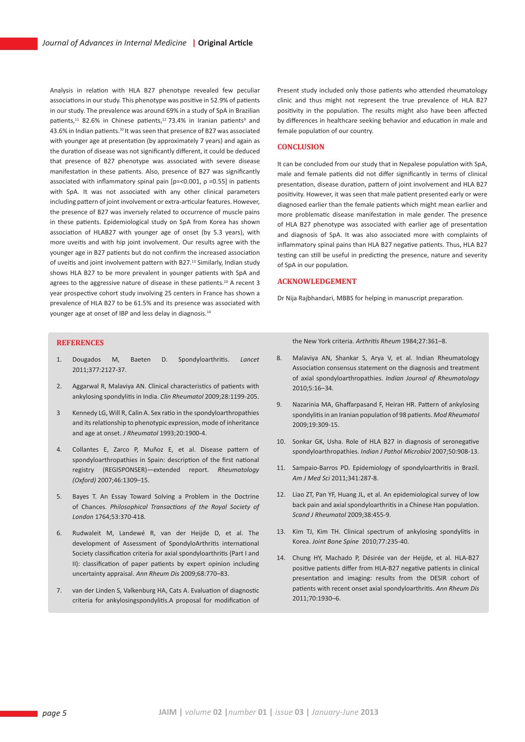Analysis in relation with HLA B27 phenotype revealed few peculiar associations in our study. This phenotype was positive in 52.9% of patients in our study. The prevalence was around 69% in a study of SpA in Brazilian patients,[11] 82.6% in Chinese patients,[12] 73.4% in Iranian patients[9] and 43.6% in Indian patients.[10] It was seen that presence of B27 was associated with younger age at presentation (by approximately 7 years) and again as the duration of disease was not significantly different, it could be deduced that presence of B27 phenotype was associated with severe disease manifestation in these patients. Also, presence of B27 was significantly associated with inflammatory spinal pain [p=<0.001, ρ =0.55] in patients with SpA. It was not associated with any other clinical parameters including pattern of joint involvement or extra-articular features. However, the presence of B27 was inversely related to occurrence of muscle pains in these patients. Epidemiological study on SpA from Korea has shown association of HLAB27 with younger age of onset (by 5.3 years), with more uveitis and with hip joint involvement. Our results agree with the younger age in B27 patients but do not confirm the increased association of uveitis and joint involvement pattern with B27.[13] Similarly, Indian study shows HLA B27 to be more prevalent in younger patients with SpA and agrees to the aggressive nature of disease in these patients.[10] A recent 3 year prospective cohort study involving 25 centers in France has shown a prevalence of HLA B27 to be 61.5% and its presence was associated with younger age at onset of IBP and less delay in diagnosis.[14]

Present study included only those patients who attended rheumatology clinic and thus might not represent the true prevalence of HLA B27 positivity in the population. The results might also have been affected by differences in healthcare seeking behavior and education in male and female population of our country.

## CONCLUSION

It can be concluded from our study that in Nepalese population with SpA, male and female patients did not differ significantly in terms of clinical presentation, disease duration, pattern of joint involvement and HLA B27 positivity. However, it was seen that male patient presented early or were diagnosed earlier than the female patients which might mean earlier and more problematic disease manifestation in male gender. The presence of HLA B27 phenotype was associated with earlier age of presentation and diagnosis of SpA. It was also associated more with complaints of inflammatory spinal pains than HLA B27 negative patients. Thus, HLA B27 testing can still be useful in predicting the presence, nature and severity of SpA in our population.

## ACKNOWLEDGEMENT

Dr Nija Rajbhandari, MBBS for helping in manuscript preparation.

## REFERENCES

1. Dougados M, Baeten D. Spondyloarthritis. *Lancet* 2011;377:2127-37.
2. Aggarwal R, Malaviya AN. Clinical characteristics of patients with ankylosing spondylitis in India. *Clin Rheumatol* 2009;28:1199-205.
3. Kennedy LG, Will R, Calin A. Sex ratio in the spondyloarthropathies and its relationship to phenotypic expression, mode of inheritance and age at onset. *J Rheumatol* 1993;20:1900-4.
4. Collantes E, Zarco P, Muñoz E, et al. Disease pattern of spondyloarthropathies in Spain: description of the first national registry (REGISPONSER)—extended report. *Rheumatology (Oxford)* 2007;46:1309–15.
5. Bayes T. An Essay Toward Solving a Problem in the Doctrine of Chances. *Philosophical Transactions of the Royal Society of London* 1764;53:370-418.
6. Rudwaleit M, Landewé R, van der Heijde D, et al. The development of Assessment of SpondyloArthritis international Society classification criteria for axial spondyloarthritis (Part I and II): classification of paper patients by expert opinion including uncertainty appraisal. *Ann Rheum Dis* 2009;68:770–83.
7. van der Linden S, Valkenburg HA, Cats A. Evaluation of diagnostic criteria for ankylosingspondylitis.A proposal for modification of the New York criteria. *Arthritis Rheum* 1984;27:361–8.
8. Malaviya AN, Shankar S, Arya V, et al. Indian Rheumatology Association consensus statement on the diagnosis and treatment of axial spondyloarthropathies. *Indian Journal of Rheumatology* 2010;5:16–34.
9. Nazarinia MA, Ghaffarpasand F, Heiran HR. Pattern of ankylosing spondylitis in an Iranian population of 98 patients. *Mod Rheumatol* 2009;19:309-15.
10. Sonkar GK, Usha. Role of HLA B27 in diagnosis of seronegative spondyloarthropathies. *Indian J Pathol Microbiol* 2007;50:908-13.
11. Sampaio-Barros PD. Epidemiology of spondyloarthritis in Brazil. *Am J Med Sci* 2011;341:287-8.
12. Liao ZT, Pan YF, Huang JL, et al. An epidemiological survey of low back pain and axial spondyloarthritis in a Chinese Han population. *Scand J Rheumatol* 2009;38:455-9.
13. Kim TJ, Kim TH. Clinical spectrum of ankylosing spondylitis in Korea. *Joint Bone Spine* 2010;77:235-40.
14. Chung HY, Machado P, Désirée van der Heijde, et al. HLA-B27 positive patients differ from HLA-B27 negative patients in clinical presentation and imaging: results from the DESIR cohort of patients with recent onset axial spondyloarthritis. *Ann Rheum Dis* 2011;70:1930–6.